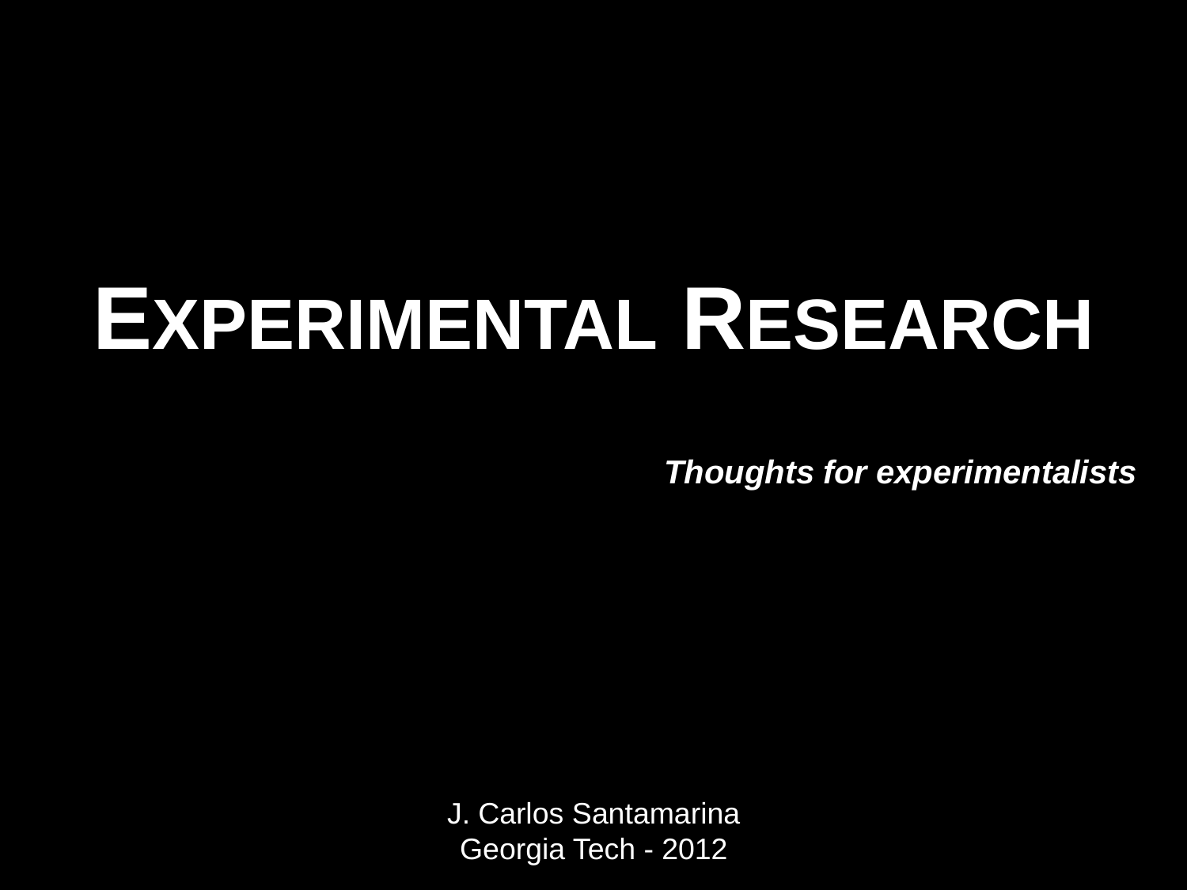# EXPERIMENTAL RESEARCH

***Thoughts for experimentalists***

J. Carlos Santamarina
Georgia Tech - 2012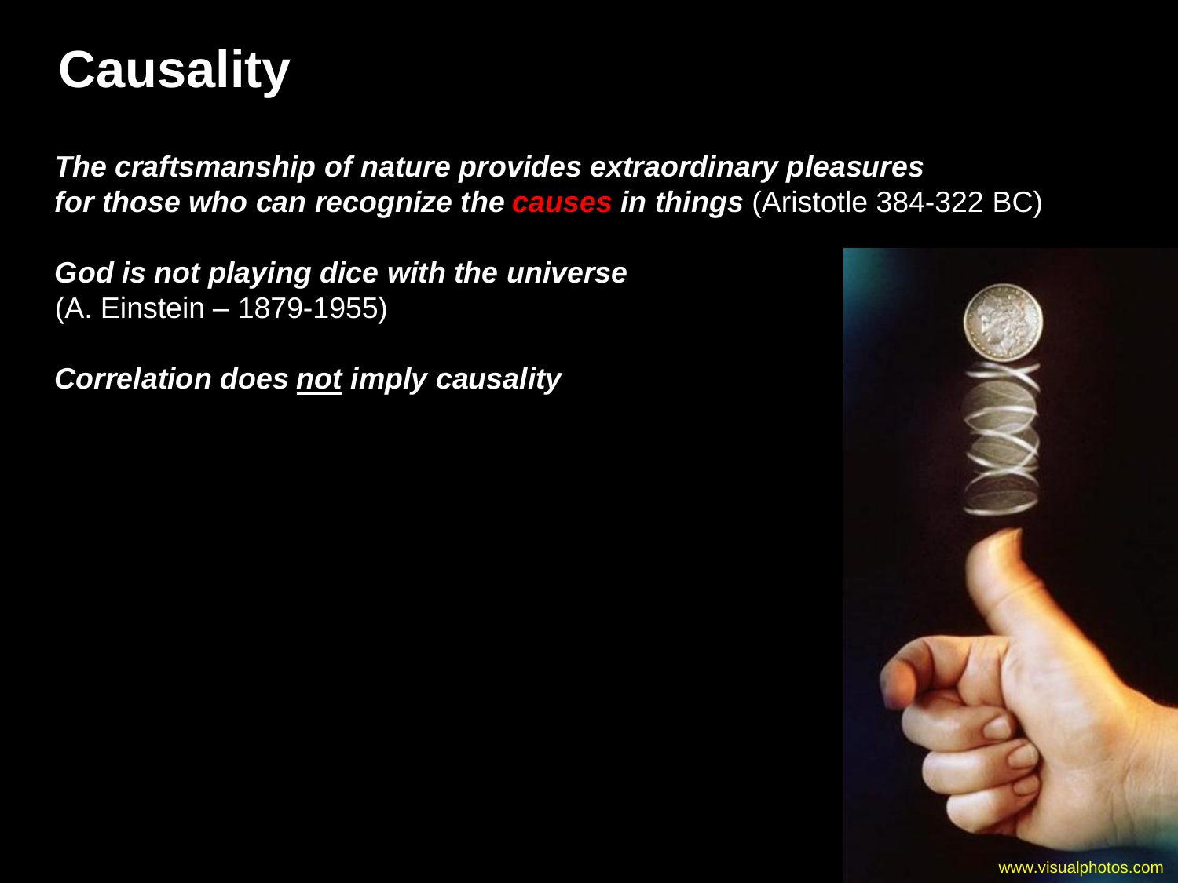# Causality

***The craftsmanship of nature provides extraordinary pleasures for those who can recognize the causes in things*** (Aristotle 384-322 BC)

***God is not playing dice with the universe***
(A. Einstein – 1879-1955)

***Correlation does not imply causality***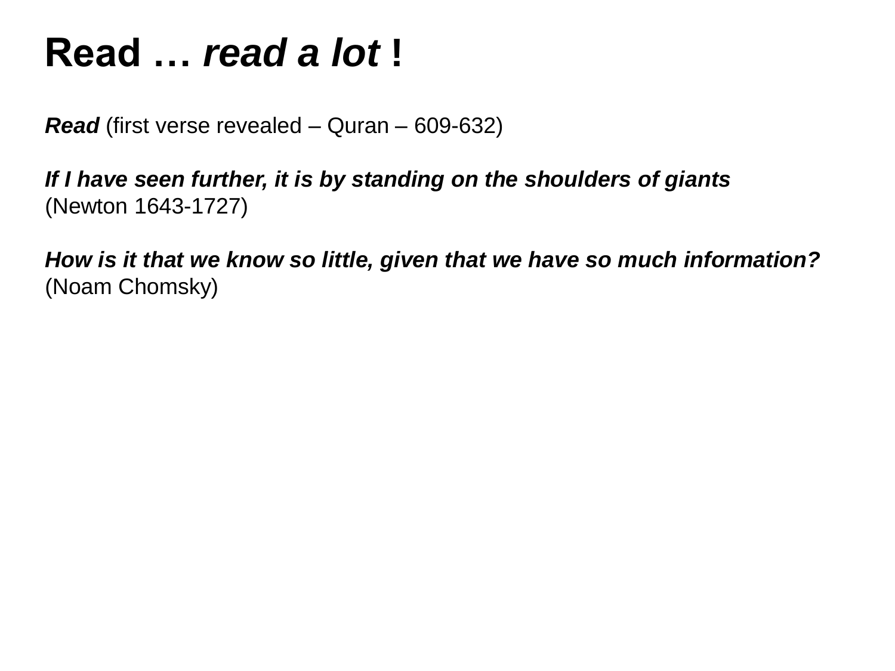# Read … *read a lot* !

***Read*** (first verse revealed – Quran – 609-632)

***If I have seen further, it is by standing on the shoulders of giants***
(Newton 1643-1727)

***How is it that we know so little, given that we have so much information?***
(Noam Chomsky)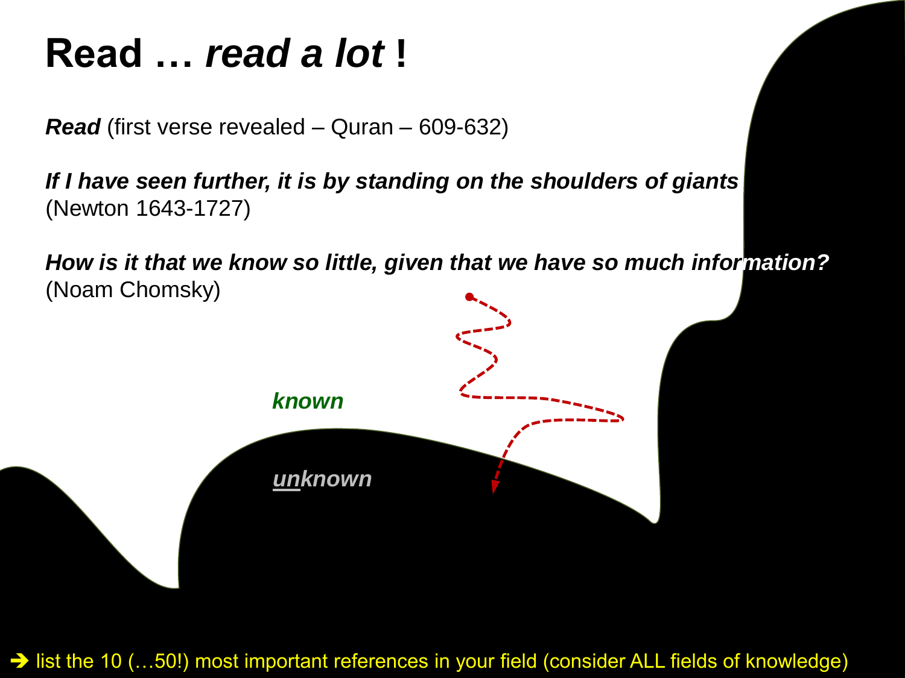# Read … *read a lot* !

***Read*** (first verse revealed – Quran – 609-632)

***If I have seen further, it is by standing on the shoulders of giants***
(Newton 1643-1727)

***How is it that we know so little, given that we have so much information?***
(Noam Chomsky)

***known***

***unknown***

➔ list the 10 (…50!) most important references in your field (consider ALL fields of knowledge)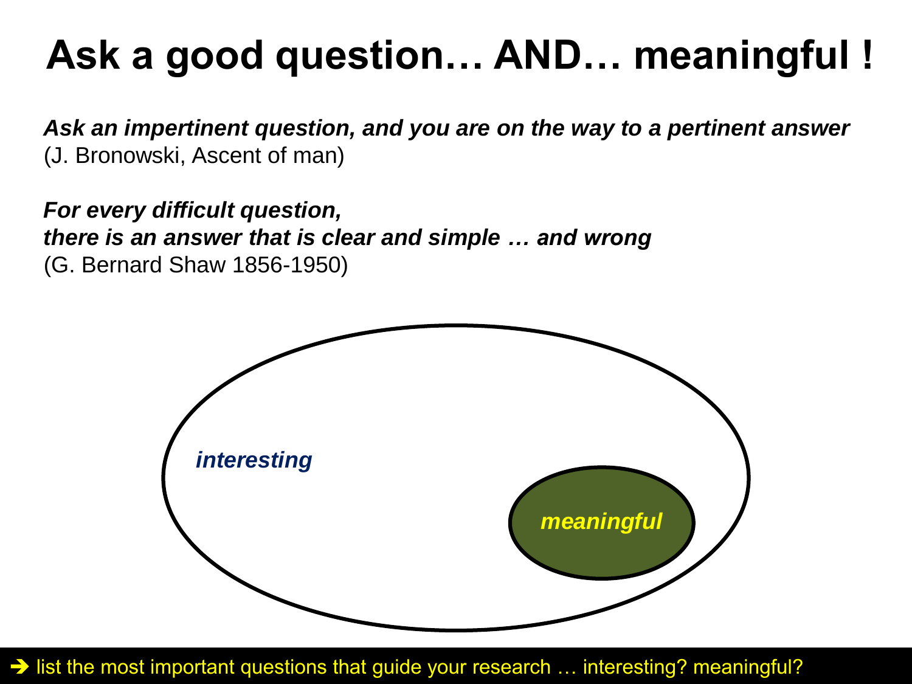# Ask a good question… AND… meaningful !

***Ask an impertinent question, and you are on the way to a pertinent answer***
(J. Bronowski, Ascent of man)

***For every difficult question,***
***there is an answer that is clear and simple … and wrong***
(G. Bernard Shaw 1856-1950)

*interesting*

*meaningful*

➔ list the most important questions that guide your research … interesting? meaningful?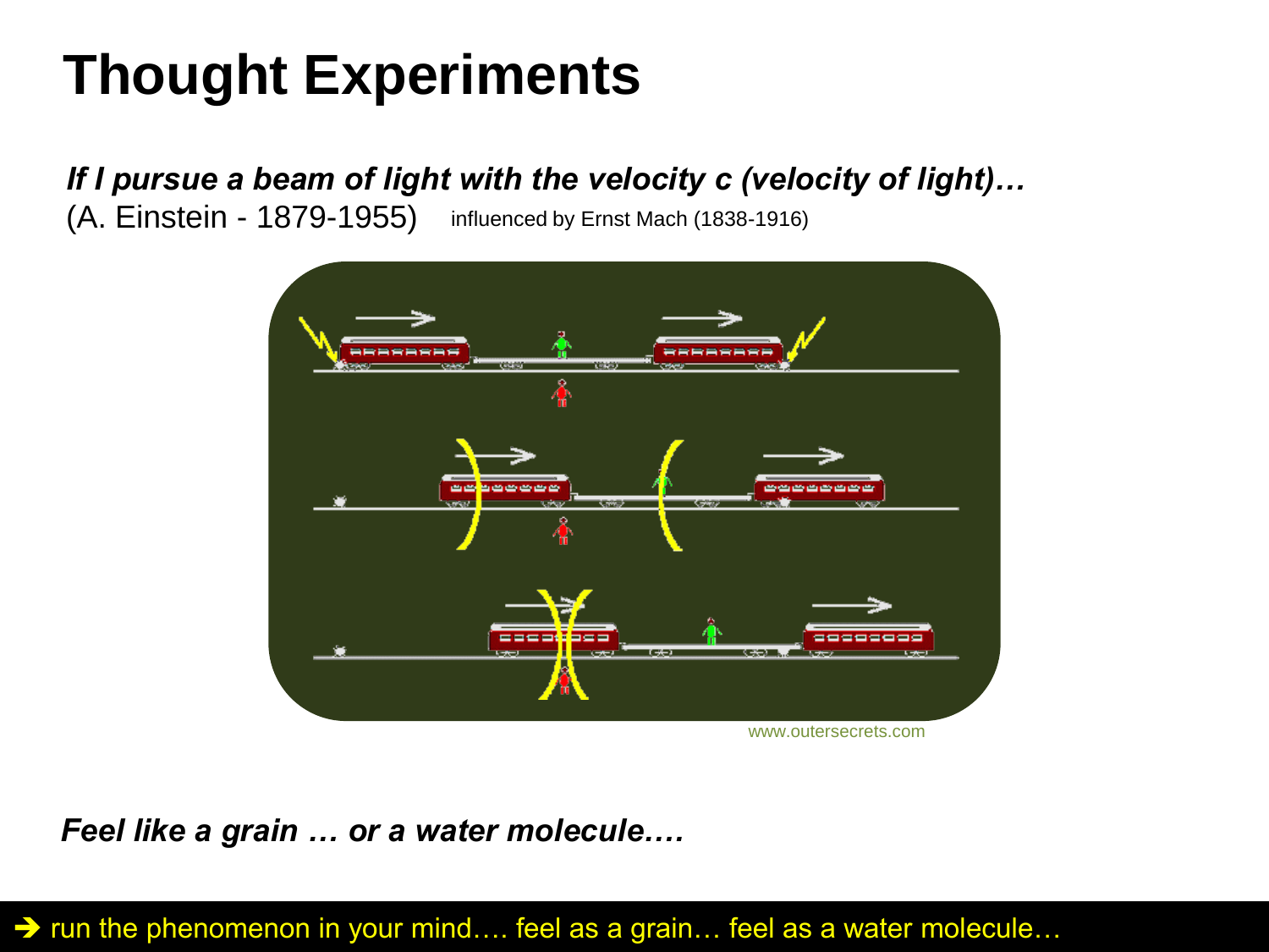# Thought Experiments

***If I pursue a beam of light with the velocity c (velocity of light)…***
(A. Einstein - 1879-1955) influenced by Ernst Mach (1838-1916)

www.outersecrets.com

***Feel like a grain … or a water molecule….***

➔ run the phenomenon in your mind…. feel as a grain… feel as a water molecule…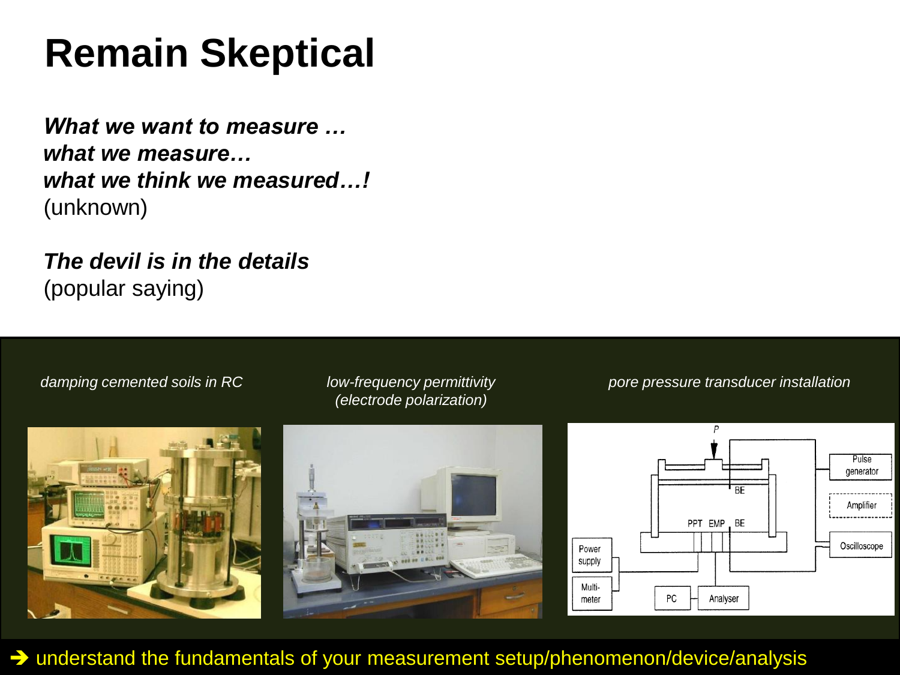# Remain Skeptical

***What we want to measure …***
***what we measure…***
***what we think we measured…!***
(unknown)

***The devil is in the details***
(popular saying)

*damping cemented soils in RC*

*low-frequency permittivity (electrode polarization)*

*pore pressure transducer installation*

➔ understand the fundamentals of your measurement setup/phenomenon/device/analysis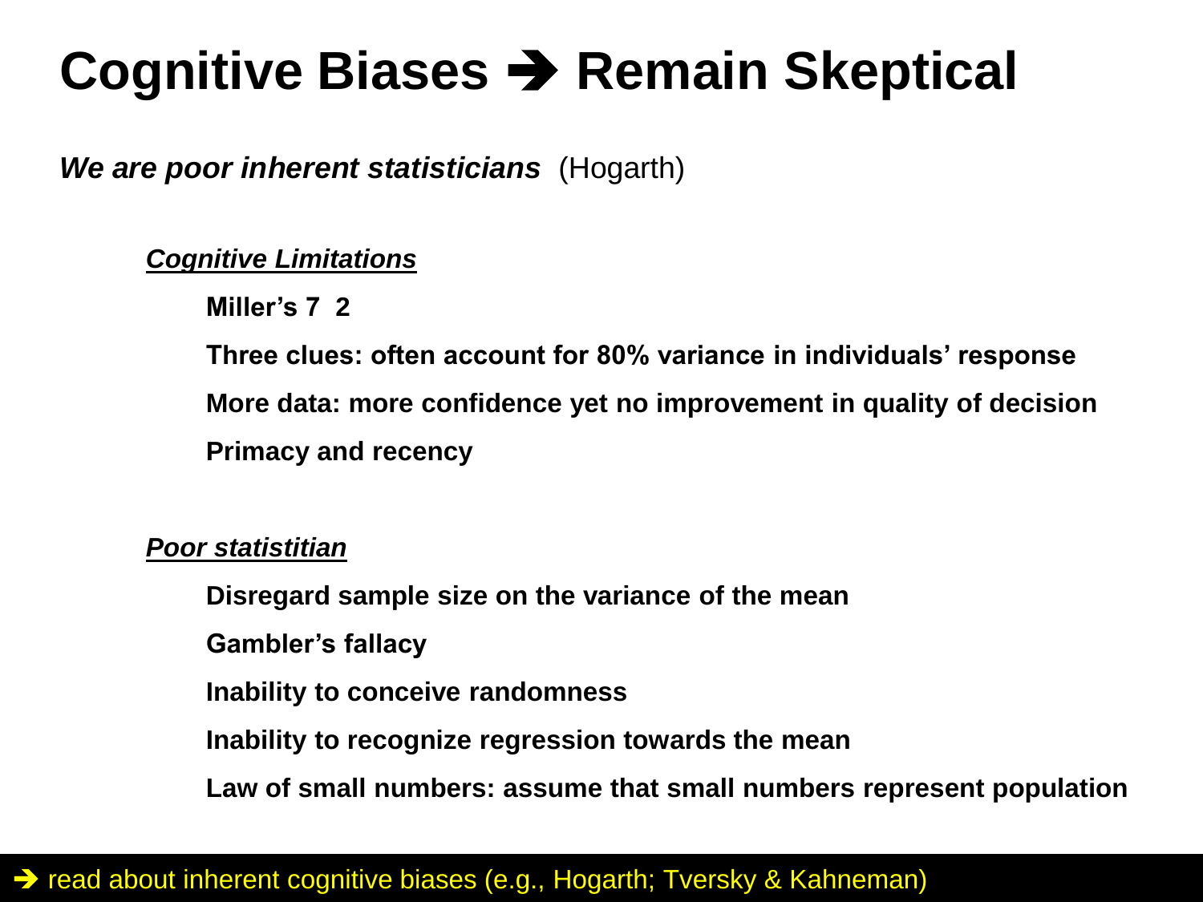# Cognitive Biases ➔ Remain Skeptical

***We are poor inherent statisticians*** (Hogarth)

***Cognitive Limitations***

**Miller's 7  2**

**Three clues: often account for 80% variance in individuals' response**

**More data: more confidence yet no improvement in quality of decision**

**Primacy and recency**

***Poor statistitian***

**Disregard sample size on the variance of the mean**

**Gambler's fallacy**

**Inability to conceive randomness**

**Inability to recognize regression towards the mean**

**Law of small numbers: assume that small numbers represent population**

➔ read about inherent cognitive biases (e.g., Hogarth; Tversky & Kahneman)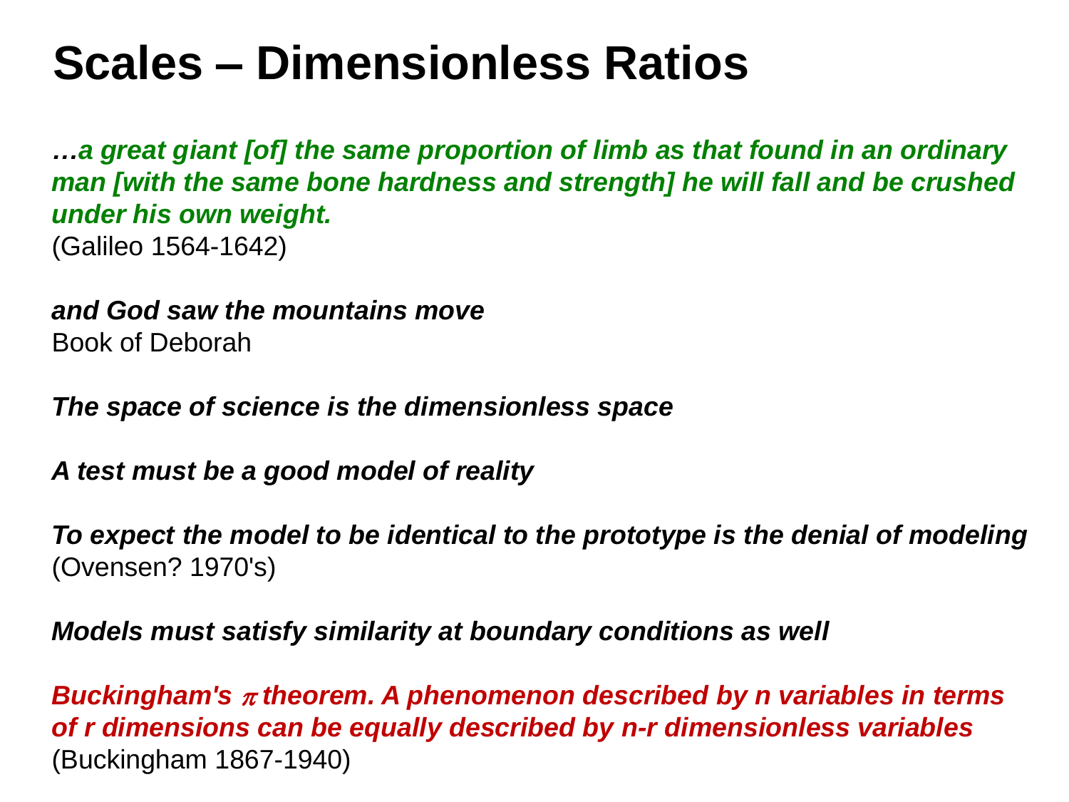# Scales – Dimensionless Ratios

***…a great giant [of] the same proportion of limb as that found in an ordinary man [with the same bone hardness and strength] he will fall and be crushed under his own weight.***
(Galileo 1564-1642)

***and God saw the mountains move***
Book of Deborah

***The space of science is the dimensionless space***

***A test must be a good model of reality***

***To expect the model to be identical to the prototype is the denial of modeling***
(Ovensen? 1970's)

***Models must satisfy similarity at boundary conditions as well***

***Buckingham's $\pi$ theorem. A phenomenon described by n variables in terms of r dimensions can be equally described by n-r dimensionless variables***
(Buckingham 1867-1940)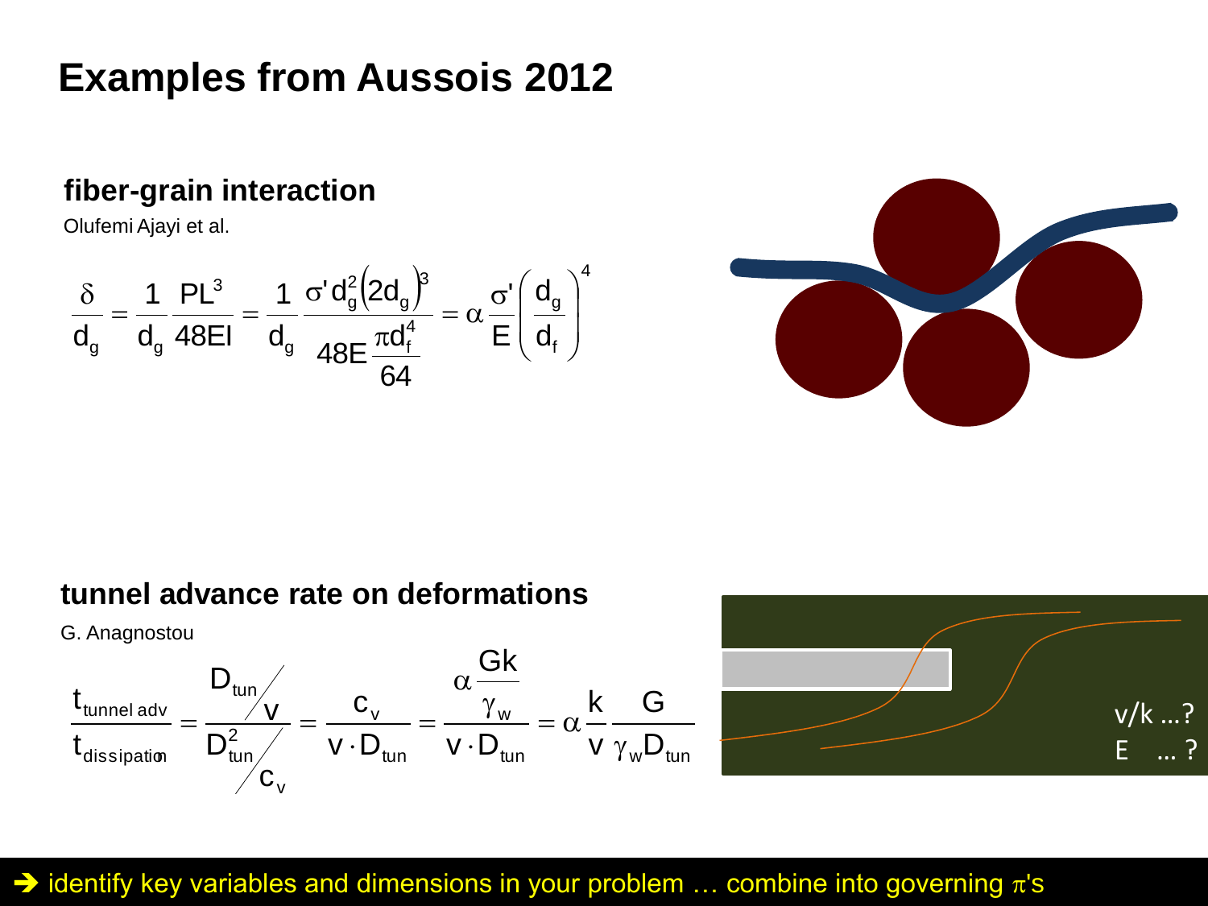# Examples from Aussois 2012

## fiber-grain interaction

Olufemi Ajayi et al.

$$\frac{\delta}{d_g} = \frac{1}{d_g}\frac{PL^3}{48EI} = \frac{1}{d_g}\frac{\sigma' d_g^2 (2d_g)^3}{48E\frac{\pi d_f^4}{64}} = \alpha\frac{\sigma'}{E}\left(\frac{d_g}{d_f}\right)^4$$

## tunnel advance rate on deformations

G. Anagnostou

$$\frac{t_{\text{tunnel adv}}}{t_{\text{dissipation}}} = \frac{D_{tun}/v}{D_{tun}^2/c_v} = \frac{c_v}{v \cdot D_{tun}} = \frac{\alpha\frac{Gk}{\gamma_w}}{v \cdot D_{tun}} = \alpha\frac{k}{v}\frac{G}{\gamma_w D_{tun}}$$

v/k …?

E … ?

➔ identify key variables and dimensions in your problem … combine into governing $\pi$'s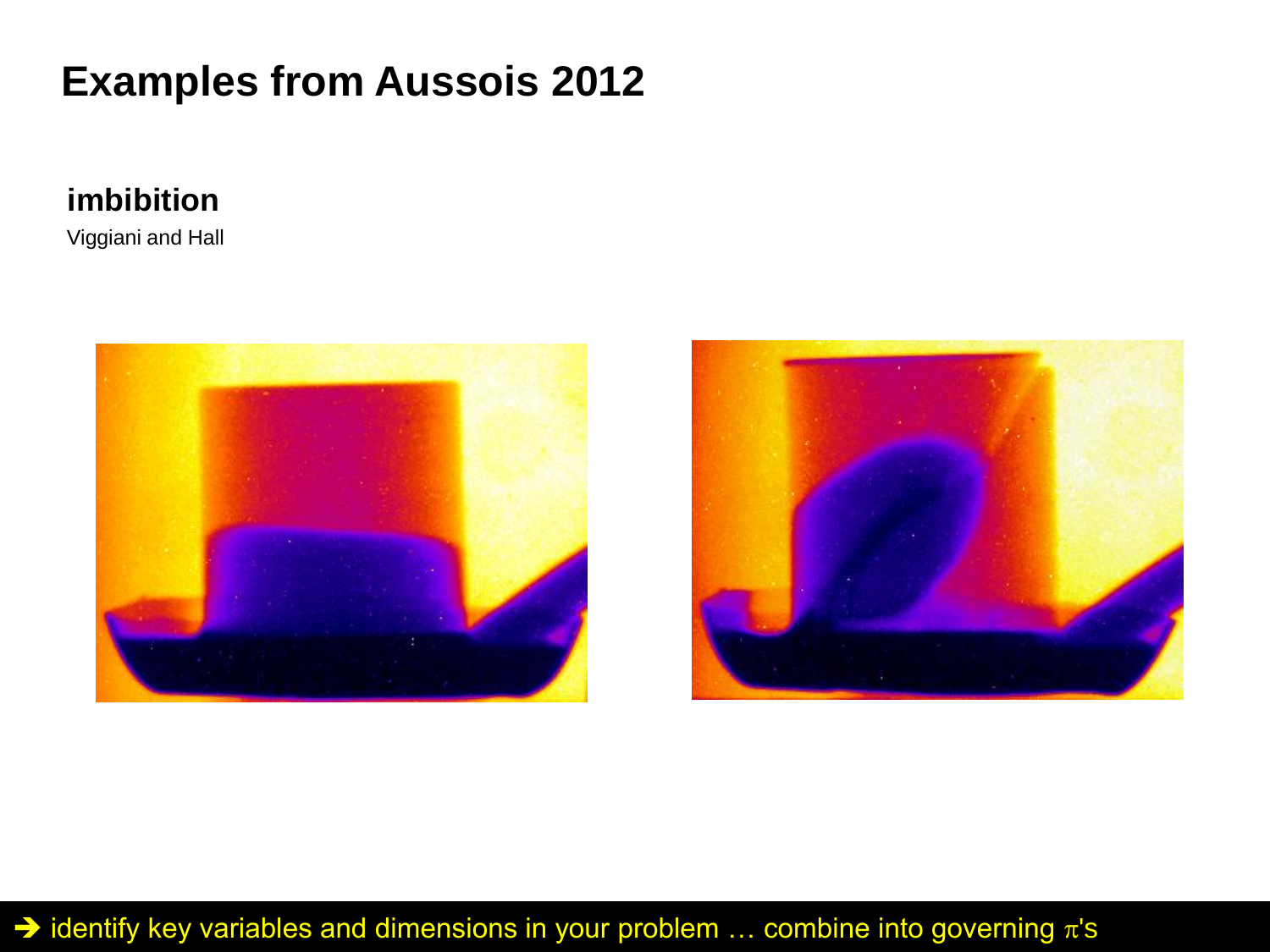# Examples from Aussois 2012

### imbibition

Viggiani and Hall

➔ identify key variables and dimensions in your problem … combine into governing $\pi$'s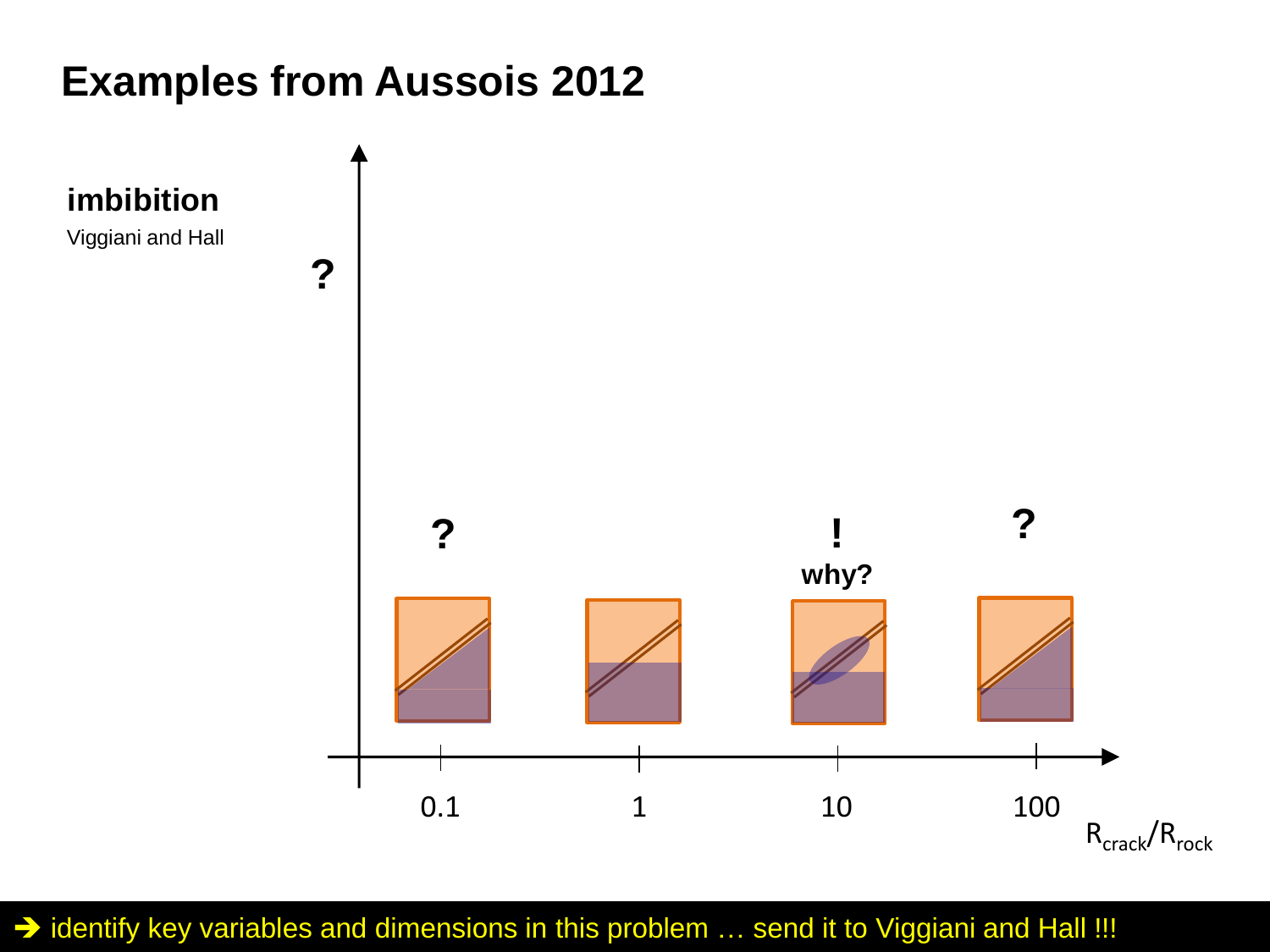# Examples from Aussois 2012

**imbibition**

Viggiani and Hall

?

? ! why? ?

0.1 1 10 100

$R_{crack}/R_{rock}$

➔ identify key variables and dimensions in this problem … send it to Viggiani and Hall !!!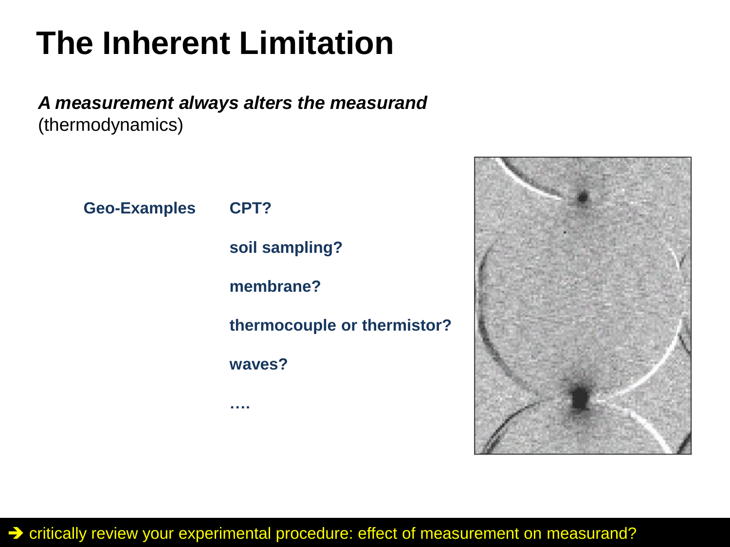# The Inherent Limitation

***A measurement always alters the measurand***
(thermodynamics)

**Geo-Examples**

- **CPT?**
- **soil sampling?**
- **membrane?**
- **thermocouple or thermistor?**
- **waves?**
- **….**

→ critically review your experimental procedure: effect of measurement on measurand?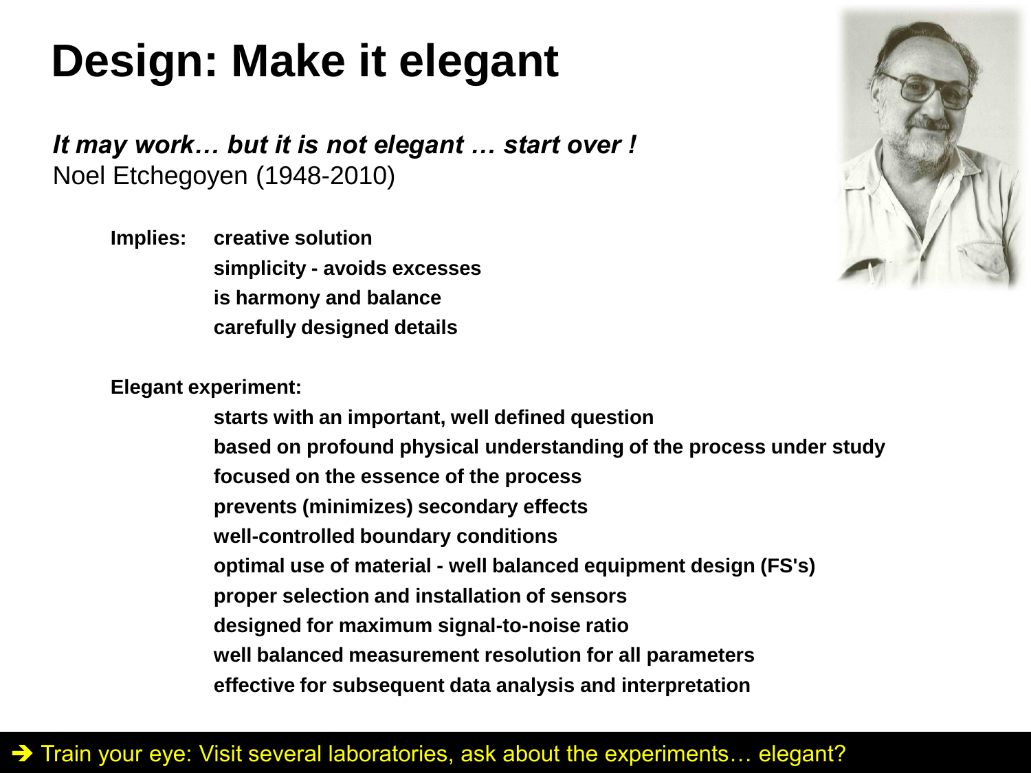# Design: Make it elegant

***It may work… but it is not elegant … start over !***
Noel Etchegoyen (1948-2010)

**Implies:**
- **creative solution**
- **simplicity - avoids excesses**
- **is harmony and balance**
- **carefully designed details**

**Elegant experiment:**
- **starts with an important, well defined question**
- **based on profound physical understanding of the process under study**
- **focused on the essence of the process**
- **prevents (minimizes) secondary effects**
- **well-controlled boundary conditions**
- **optimal use of material - well balanced equipment design (FS's)**
- **proper selection and installation of sensors**
- **designed for maximum signal-to-noise ratio**
- **well balanced measurement resolution for all parameters**
- **effective for subsequent data analysis and interpretation**

➔ Train your eye: Visit several laboratories, ask about the experiments… elegant?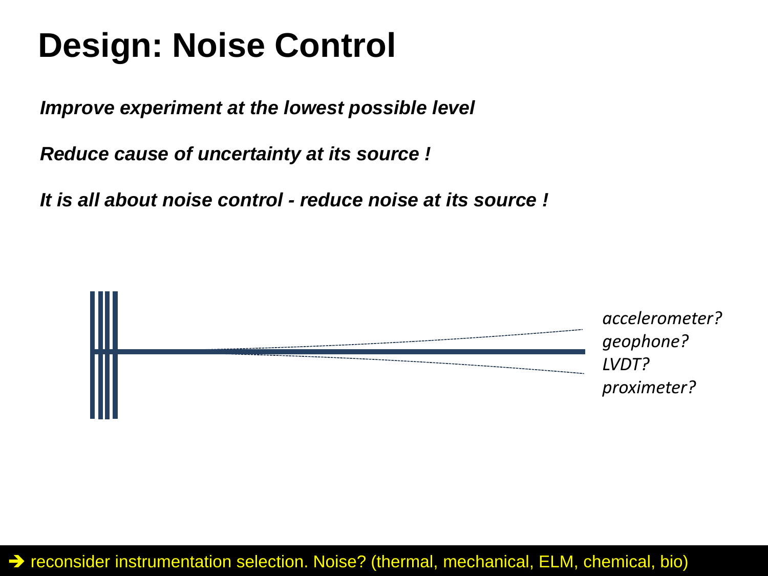# Design: Noise Control

***Improve experiment at the lowest possible level***

***Reduce cause of uncertainty at its source !***

***It is all about noise control - reduce noise at its source !***

*accelerometer?*
*geophone?*
*LVDT?*
*proximeter?*

➔ reconsider instrumentation selection. Noise? (thermal, mechanical, ELM, chemical, bio)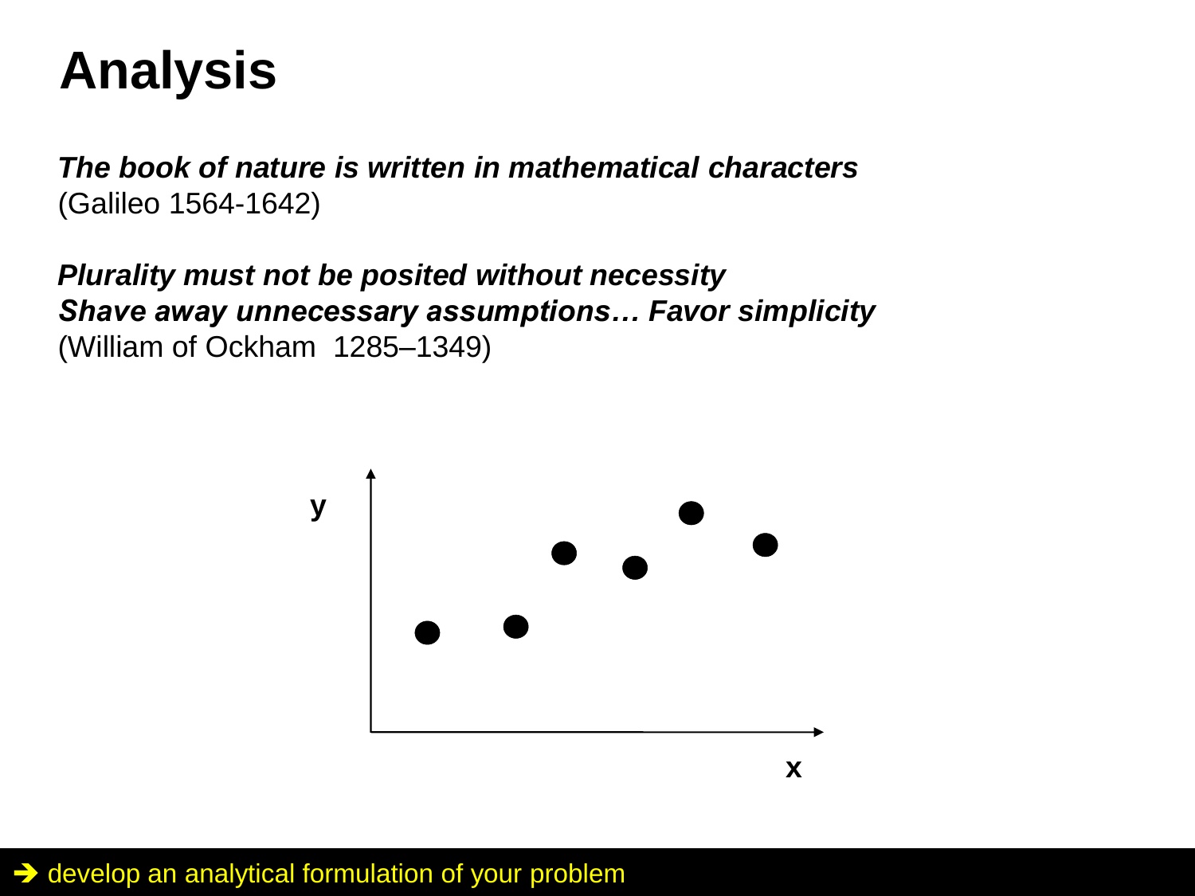# Analysis

***The book of nature is written in mathematical characters***
(Galileo 1564-1642)

***Plurality must not be posited without necessity***
***Shave away unnecessary assumptions… Favor simplicity***
(William of Ockham 1285–1349)

➔ develop an analytical formulation of your problem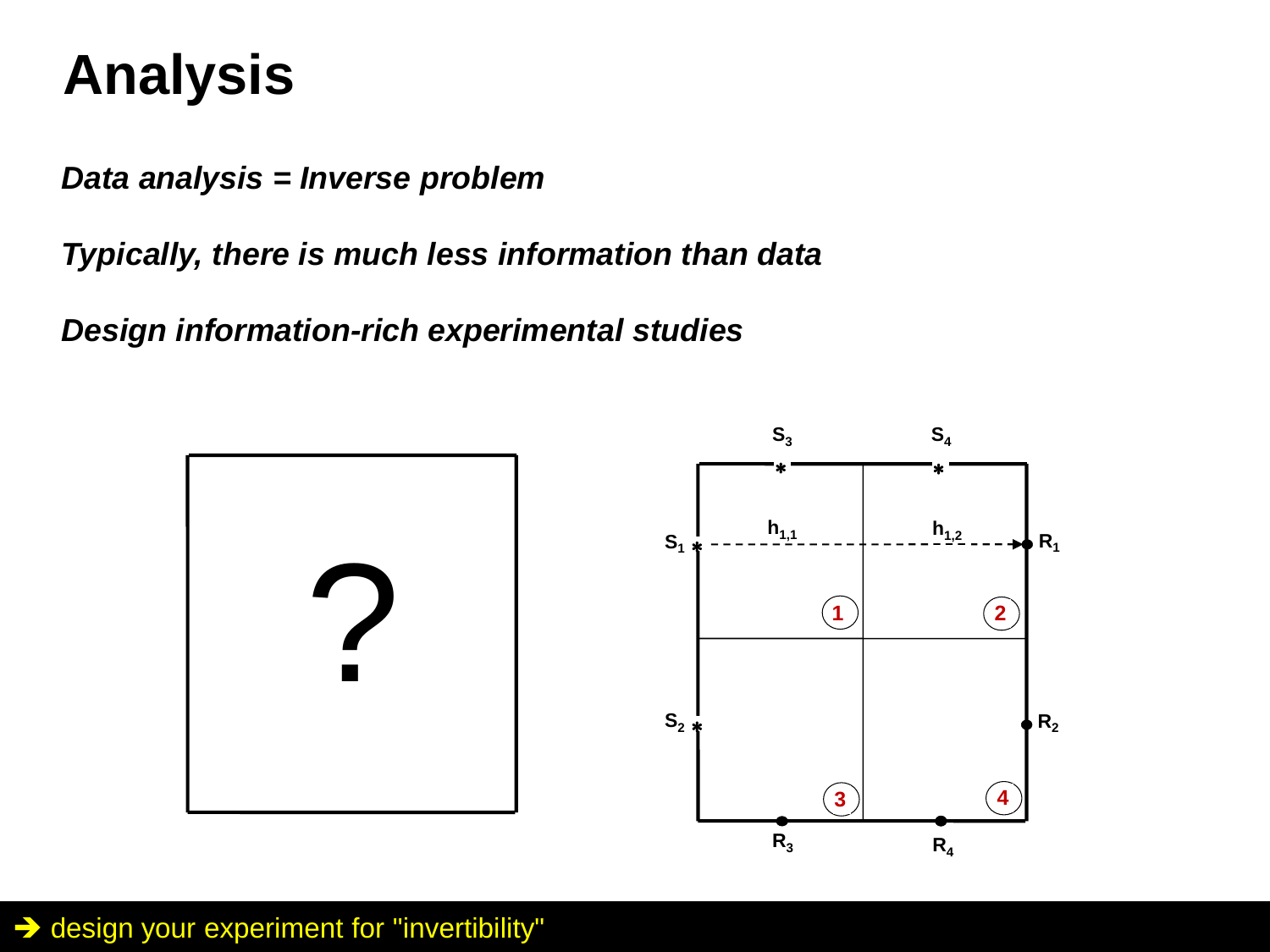# Analysis

***Data analysis = Inverse problem***

***Typically, there is much less information than data***

***Design information-rich experimental studies***

➔ design your experiment for "invertibility"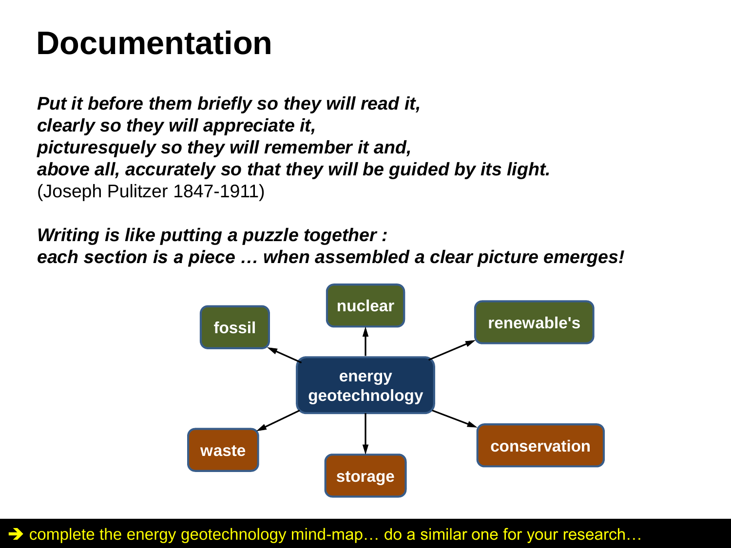# Documentation

***Put it before them briefly so they will read it,***
***clearly so they will appreciate it,***
***picturesquely so they will remember it and,***
***above all, accurately so that they will be guided by its light.***
(Joseph Pulitzer 1847-1911)

***Writing is like putting a puzzle together :***
***each section is a piece … when assembled a clear picture emerges!***

**energy geotechnology**
- **fossil**
- **nuclear**
- **renewable's**
- **waste**
- **storage**
- **conservation**

➔ complete the energy geotechnology mind-map… do a similar one for your research…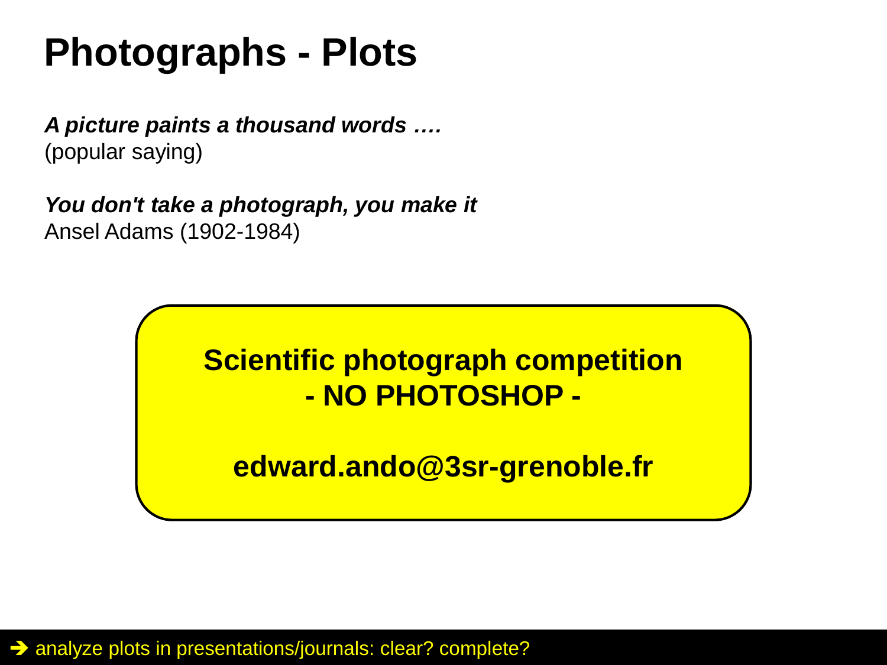# Photographs - Plots

***A picture paints a thousand words ….***
(popular saying)

***You don't take a photograph, you make it***
Ansel Adams (1902-1984)

**Scientific photograph competition**
**- NO PHOTOSHOP -**

**edward.ando@3sr-grenoble.fr**

➔ analyze plots in presentations/journals: clear? complete?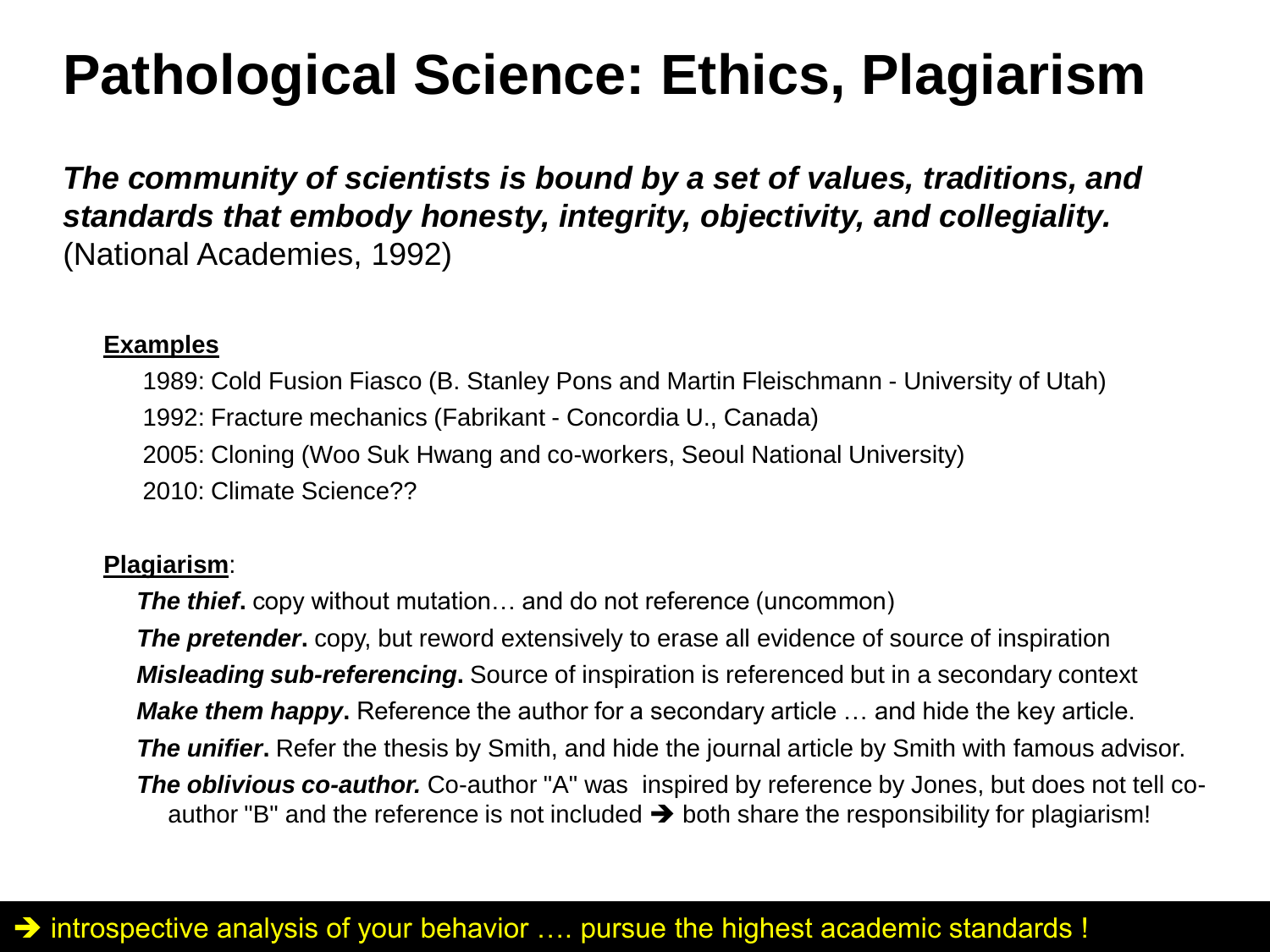# Pathological Science: Ethics, Plagiarism

***The community of scientists is bound by a set of values, traditions, and standards that embody honesty, integrity, objectivity, and collegiality.*** (National Academies, 1992)

**Examples**

1989: Cold Fusion Fiasco (B. Stanley Pons and Martin Fleischmann - University of Utah)

1992: Fracture mechanics (Fabrikant - Concordia U., Canada)

2005: Cloning (Woo Suk Hwang and co-workers, Seoul National University)

2010: Climate Science??

**Plagiarism**:

***The thief*.** copy without mutation… and do not reference (uncommon)

***The pretender*.** copy, but reword extensively to erase all evidence of source of inspiration

***Misleading sub-referencing*.** Source of inspiration is referenced but in a secondary context

***Make them happy*.** Reference the author for a secondary article … and hide the key article.

***The unifier*.** Refer the thesis by Smith, and hide the journal article by Smith with famous advisor.

***The oblivious co-author.*** Co-author "A" was inspired by reference by Jones, but does not tell co-author "B" and the reference is not included ➔ both share the responsibility for plagiarism!

➔ introspective analysis of your behavior …. pursue the highest academic standards !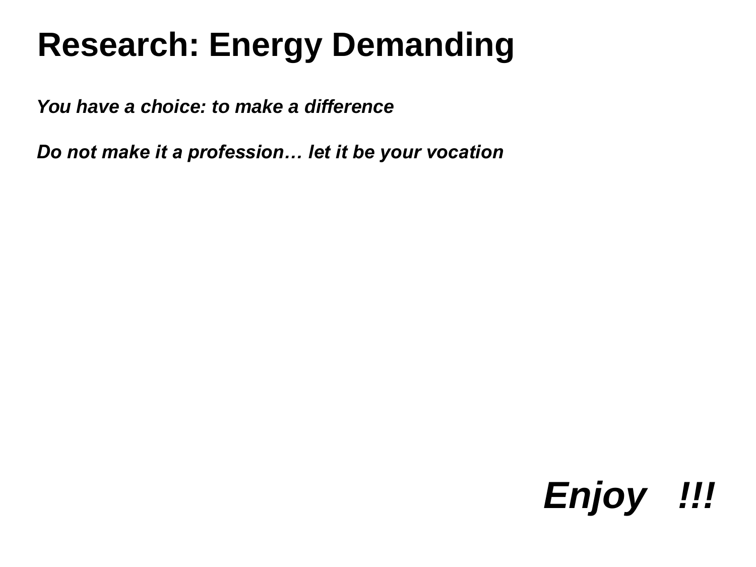# Research: Energy Demanding

***You have a choice: to make a difference***

***Do not make it a profession… let it be your vocation***

***Enjoy !!!***